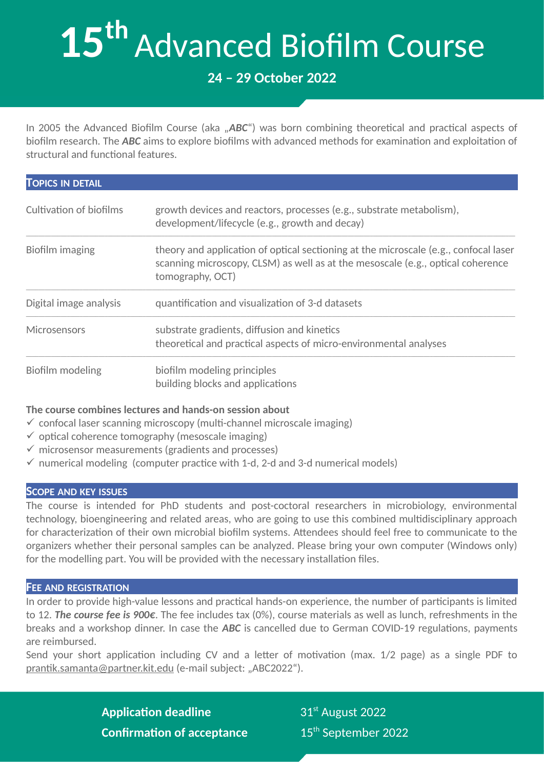# 15th Advanced Biofilm Course

**24 – 29 October 2022**

In 2005 the Advanced Biofilm Course (aka „***ABC***“) was born combining theoretical and practical aspects of biofilm research. The ***ABC*** aims to explore biofilms with advanced methods for examination and exploitation of structural and functional features.

## Topics in detail

| | |
|---|---|
| Cultivation of biofilms | growth devices and reactors, processes (e.g., substrate metabolism), development/lifecycle (e.g., growth and decay) |
| Biofilm imaging | theory and application of optical sectioning at the microscale (e.g., confocal laser scanning microscopy, CLSM) as well as at the mesoscale (e.g., optical coherence tomography, OCT) |
| Digital image analysis | quantification and visualization of 3-d datasets |
| Microsensors | substrate gradients, diffusion and kinetics<br>theoretical and practical aspects of micro-environmental analyses |
| Biofilm modeling | biofilm modeling principles<br>building blocks and applications |

**The course combines lectures and hands-on session about**

- ✓ confocal laser scanning microscopy (multi-channel microscale imaging)
- ✓ optical coherence tomography (mesoscale imaging)
- ✓ microsensor measurements (gradients and processes)
- ✓ numerical modeling (computer practice with 1-d, 2-d and 3-d numerical models)

## Scope and key issues

The course is intended for PhD students and post-coctoral researchers in microbiology, environmental technology, bioengineering and related areas, who are going to use this combined multidisciplinary approach for characterization of their own microbial biofilm systems. Attendees should feel free to communicate to the organizers whether their personal samples can be analyzed. Please bring your own computer (Windows only) for the modelling part. You will be provided with the necessary installation files.

## Fee and registration

In order to provide high-value lessons and practical hands-on experience, the number of participants is limited to 12. ***The course fee is 900€***. The fee includes tax (0%), course materials as well as lunch, refreshments in the breaks and a workshop dinner. In case the ***ABC*** is cancelled due to German COVID-19 regulations, payments are reimbursed.

Send your short application including CV and a letter of motivation (max. 1/2 page) as a single PDF to prantik.samanta@partner.kit.edu (e-mail subject: „ABC2022“).

| | |
|---|---|
| **Application deadline** | 31st August 2022 |
| **Confirmation of acceptance** | 15th September 2022 |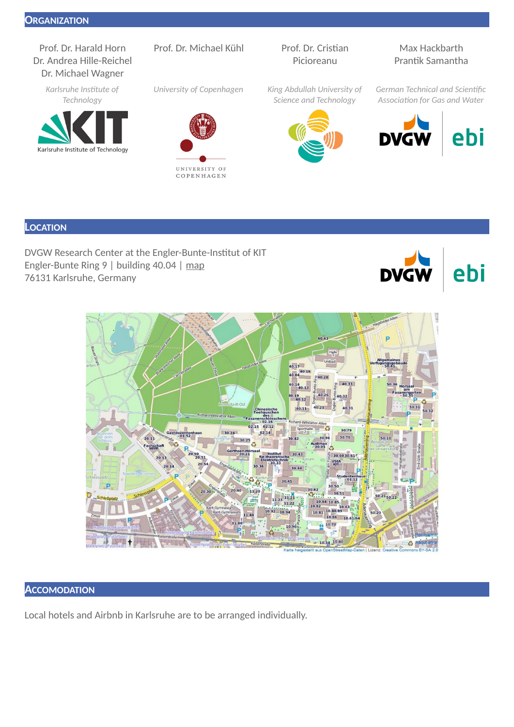## Organization

Prof. Dr. Harald Horn
Dr. Andrea Hille-Reichel
Dr. Michael Wagner

*Karlsruhe Institute of Technology*

Prof. Dr. Michael Kühl

*University of Copenhagen*

Prof. Dr. Cristian Picioreanu

*King Abdullah University of Science and Technology*

Max Hackbarth
Prantik Samantha

*German Technical and Scientific Association for Gas and Water*

## Location

DVGW Research Center at the Engler-Bunte-Institut of KIT
Engler-Bunte Ring 9 | building 40.04 | map
76131 Karlsruhe, Germany

## Accomodation

Local hotels and Airbnb in Karlsruhe are to be arranged individually.